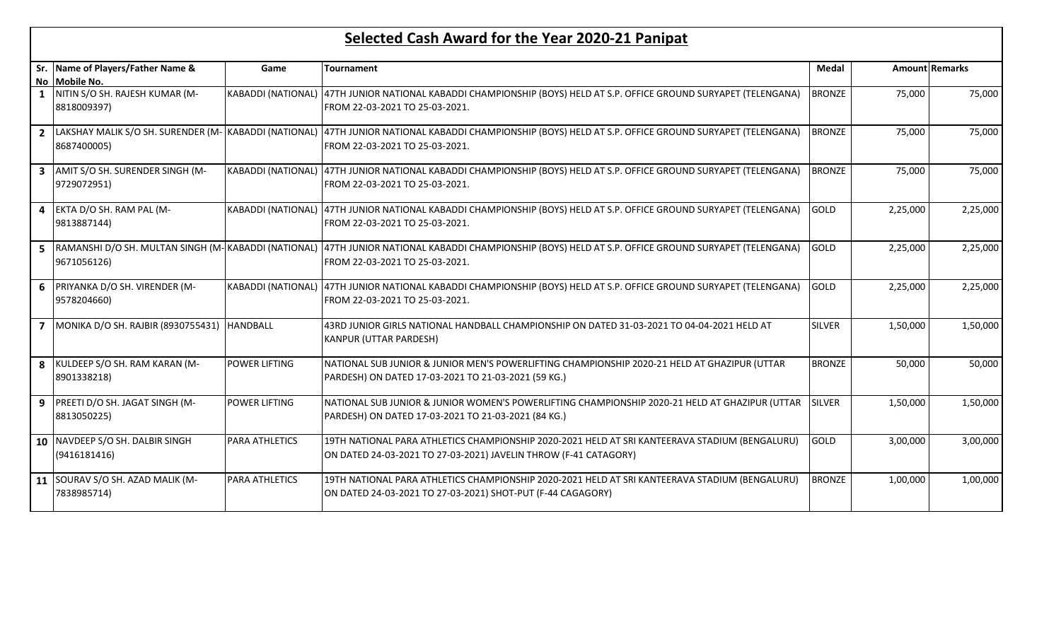# Selected Cash Award for the Year 2020-21 Panipat

| Sr. No | Name of Players/Father Name & Mobile No. | Game | Tournament | Medal | Amount | Remarks |
|---|---|---|---|---|---|---|
| 1 | NITIN S/O SH. RAJESH KUMAR (M-8818009397) | KABADDI (NATIONAL) | 47TH JUNIOR NATIONAL KABADDI CHAMPIONSHIP (BOYS) HELD AT S.P. OFFICE GROUND SURYAPET (TELENGANA) FROM 22-03-2021 TO 25-03-2021. | BRONZE | 75,000 | 75,000 |
| 2 | LAKSHAY MALIK S/O SH. SURENDER (M-8687400005) | KABADDI (NATIONAL) | 47TH JUNIOR NATIONAL KABADDI CHAMPIONSHIP (BOYS) HELD AT S.P. OFFICE GROUND SURYAPET (TELENGANA) FROM 22-03-2021 TO 25-03-2021. | BRONZE | 75,000 | 75,000 |
| 3 | AMIT S/O SH. SURENDER SINGH (M-9729072951) | KABADDI (NATIONAL) | 47TH JUNIOR NATIONAL KABADDI CHAMPIONSHIP (BOYS) HELD AT S.P. OFFICE GROUND SURYAPET (TELENGANA) FROM 22-03-2021 TO 25-03-2021. | BRONZE | 75,000 | 75,000 |
| 4 | EKTA D/O SH. RAM PAL (M-9813887144) | KABADDI (NATIONAL) | 47TH JUNIOR NATIONAL KABADDI CHAMPIONSHIP (BOYS) HELD AT S.P. OFFICE GROUND SURYAPET (TELENGANA) FROM 22-03-2021 TO 25-03-2021. | GOLD | 2,25,000 | 2,25,000 |
| 5 | RAMANSHI D/O SH. MULTAN SINGH (M-9671056126) | KABADDI (NATIONAL) | 47TH JUNIOR NATIONAL KABADDI CHAMPIONSHIP (BOYS) HELD AT S.P. OFFICE GROUND SURYAPET (TELENGANA) FROM 22-03-2021 TO 25-03-2021. | GOLD | 2,25,000 | 2,25,000 |
| 6 | PRIYANKA D/O SH. VIRENDER (M-9578204660) | KABADDI (NATIONAL) | 47TH JUNIOR NATIONAL KABADDI CHAMPIONSHIP (BOYS) HELD AT S.P. OFFICE GROUND SURYAPET (TELENGANA) FROM 22-03-2021 TO 25-03-2021. | GOLD | 2,25,000 | 2,25,000 |
| 7 | MONIKA D/O SH. RAJBIR (8930755431) | HANDBALL | 43RD JUNIOR GIRLS NATIONAL HANDBALL CHAMPIONSHIP ON DATED 31-03-2021 TO 04-04-2021 HELD AT KANPUR (UTTAR PARDESH) | SILVER | 1,50,000 | 1,50,000 |
| 8 | KULDEEP S/O SH. RAM KARAN (M-8901338218) | POWER LIFTING | NATIONAL SUB JUNIOR & JUNIOR MEN'S POWERLIFTING CHAMPIONSHIP 2020-21 HELD AT GHAZIPUR (UTTAR PARDESH) ON DATED 17-03-2021 TO 21-03-2021 (59 KG.) | BRONZE | 50,000 | 50,000 |
| 9 | PREETI D/O SH. JAGAT SINGH (M-8813050225) | POWER LIFTING | NATIONAL SUB JUNIOR & JUNIOR WOMEN'S POWERLIFTING CHAMPIONSHIP 2020-21 HELD AT GHAZIPUR (UTTAR PARDESH) ON DATED 17-03-2021 TO 21-03-2021 (84 KG.) | SILVER | 1,50,000 | 1,50,000 |
| 10 | NAVDEEP S/O SH. DALBIR SINGH (9416181416) | PARA ATHLETICS | 19TH NATIONAL PARA ATHLETICS CHAMPIONSHIP 2020-2021 HELD AT SRI KANTEERAVA STADIUM (BENGALURU) ON DATED 24-03-2021 TO 27-03-2021) JAVELIN THROW (F-41 CATAGORY) | GOLD | 3,00,000 | 3,00,000 |
| 11 | SOURAV S/O SH. AZAD MALIK (M-7838985714) | PARA ATHLETICS | 19TH NATIONAL PARA ATHLETICS CHAMPIONSHIP 2020-2021 HELD AT SRI KANTEERAVA STADIUM (BENGALURU) ON DATED 24-03-2021 TO 27-03-2021) SHOT-PUT (F-44 CAGAGORY) | BRONZE | 1,00,000 | 1,00,000 |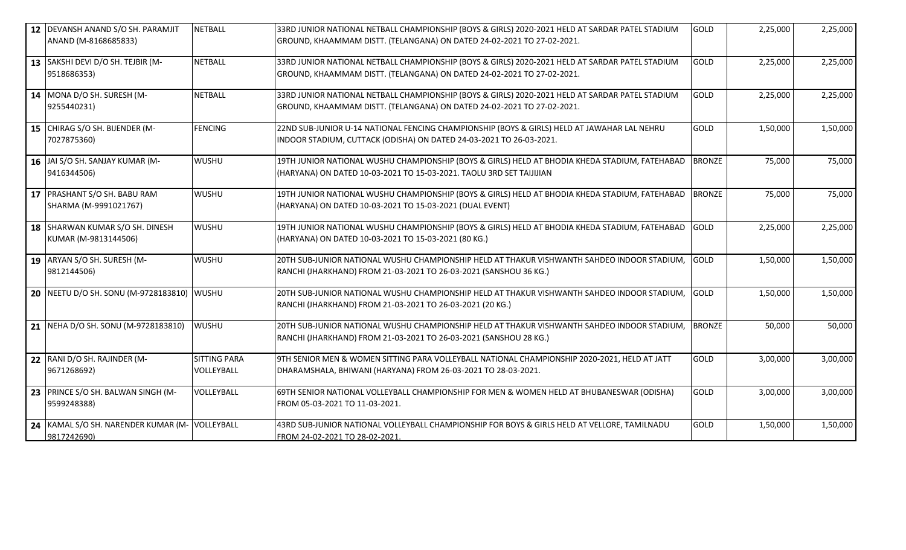| 12 | DEVANSH ANAND S/O SH. PARAMJIT ANAND (M-8168685833) | NETBALL | 33RD JUNIOR NATIONAL NETBALL CHAMPIONSHIP (BOYS & GIRLS) 2020-2021 HELD AT SARDAR PATEL STADIUM GROUND, KHAAMMAM DISTT. (TELANGANA) ON DATED 24-02-2021 TO 27-02-2021. | GOLD | 2,25,000 | 2,25,000 |
|---|---|---|---|---|---|---|
| 13 | SAKSHI DEVI D/O SH. TEJBIR (M-9518686353) | NETBALL | 33RD JUNIOR NATIONAL NETBALL CHAMPIONSHIP (BOYS & GIRLS) 2020-2021 HELD AT SARDAR PATEL STADIUM GROUND, KHAAMMAM DISTT. (TELANGANA) ON DATED 24-02-2021 TO 27-02-2021. | GOLD | 2,25,000 | 2,25,000 |
| 14 | MONA D/O SH. SURESH (M-9255440231) | NETBALL | 33RD JUNIOR NATIONAL NETBALL CHAMPIONSHIP (BOYS & GIRLS) 2020-2021 HELD AT SARDAR PATEL STADIUM GROUND, KHAAMMAM DISTT. (TELANGANA) ON DATED 24-02-2021 TO 27-02-2021. | GOLD | 2,25,000 | 2,25,000 |
| 15 | CHIRAG S/O SH. BIJENDER (M-7027875360) | FENCING | 22ND SUB-JUNIOR U-14 NATIONAL FENCING CHAMPIONSHIP (BOYS & GIRLS) HELD AT JAWAHAR LAL NEHRU INDOOR STADIUM, CUTTACK (ODISHA) ON DATED 24-03-2021 TO 26-03-2021. | GOLD | 1,50,000 | 1,50,000 |
| 16 | JAI S/O SH. SANJAY KUMAR (M-9416344506) | WUSHU | 19TH JUNIOR NATIONAL WUSHU CHAMPIONSHIP (BOYS & GIRLS) HELD AT BHODIA KHEDA STADIUM, FATEHABAD (HARYANA) ON DATED 10-03-2021 TO 15-03-2021. TAOLU 3RD SET TAIJIJIAN | BRONZE | 75,000 | 75,000 |
| 17 | PRASHANT S/O SH. BABU RAM SHARMA (M-9991021767) | WUSHU | 19TH JUNIOR NATIONAL WUSHU CHAMPIONSHIP (BOYS & GIRLS) HELD AT BHODIA KHEDA STADIUM, FATEHABAD (HARYANA) ON DATED 10-03-2021 TO 15-03-2021 (DUAL EVENT) | BRONZE | 75,000 | 75,000 |
| 18 | SHARWAN KUMAR S/O SH. DINESH KUMAR (M-9813144506) | WUSHU | 19TH JUNIOR NATIONAL WUSHU CHAMPIONSHIP (BOYS & GIRLS) HELD AT BHODIA KHEDA STADIUM, FATEHABAD (HARYANA) ON DATED 10-03-2021 TO 15-03-2021 (80 KG.) | GOLD | 2,25,000 | 2,25,000 |
| 19 | ARYAN S/O SH. SURESH (M-9812144506) | WUSHU | 20TH SUB-JUNIOR NATIONAL WUSHU CHAMPIONSHIP HELD AT THAKUR VISHWANTH SAHDEO INDOOR STADIUM, RANCHI (JHARKHAND) FROM 21-03-2021 TO 26-03-2021 (SANSHOU 36 KG.) | GOLD | 1,50,000 | 1,50,000 |
| 20 | NEETU D/O SH. SONU (M-9728183810) | WUSHU | 20TH SUB-JUNIOR NATIONAL WUSHU CHAMPIONSHIP HELD AT THAKUR VISHWANTH SAHDEO INDOOR STADIUM, RANCHI (JHARKHAND) FROM 21-03-2021 TO 26-03-2021 (20 KG.) | GOLD | 1,50,000 | 1,50,000 |
| 21 | NEHA D/O SH. SONU (M-9728183810) | WUSHU | 20TH SUB-JUNIOR NATIONAL WUSHU CHAMPIONSHIP HELD AT THAKUR VISHWANTH SAHDEO INDOOR STADIUM, RANCHI (JHARKHAND) FROM 21-03-2021 TO 26-03-2021 (SANSHOU 28 KG.) | BRONZE | 50,000 | 50,000 |
| 22 | RANI D/O SH. RAJINDER (M-9671268692) | SITTING PARA VOLLEYBALL | 9TH SENIOR MEN & WOMEN SITTING PARA VOLLEYBALL NATIONAL CHAMPIONSHIP 2020-2021, HELD AT JATT DHARAMSHALA, BHIWANI (HARYANA) FROM 26-03-2021 TO 28-03-2021. | GOLD | 3,00,000 | 3,00,000 |
| 23 | PRINCE S/O SH. BALWAN SINGH (M-9599248388) | VOLLEYBALL | 69TH SENIOR NATIONAL VOLLEYBALL CHAMPIONSHIP FOR MEN & WOMEN HELD AT BHUBANESWAR (ODISHA) FROM 05-03-2021 TO 11-03-2021. | GOLD | 3,00,000 | 3,00,000 |
| 24 | KAMAL S/O SH. NARENDER KUMAR (M-9817242690) | VOLLEYBALL | 43RD SUB-JUNIOR NATIONAL VOLLEYBALL CHAMPIONSHIP FOR BOYS & GIRLS HELD AT VELLORE, TAMILNADU FROM 24-02-2021 TO 28-02-2021. | GOLD | 1,50,000 | 1,50,000 |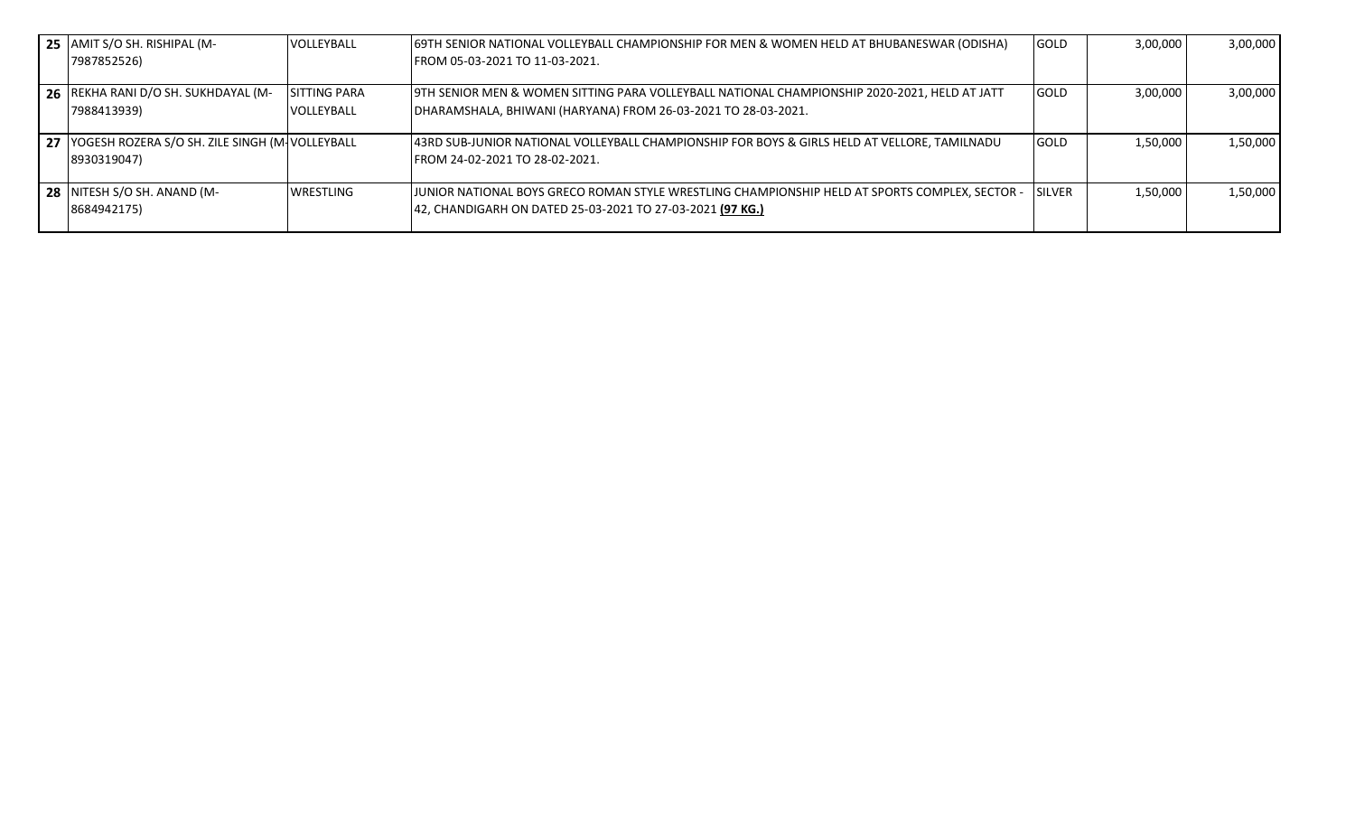| | | | | | | |
|---|---|---|---|---|---|---|
| **25** | AMIT S/O SH. RISHIPAL (M-7987852526) | VOLLEYBALL | 69TH SENIOR NATIONAL VOLLEYBALL CHAMPIONSHIP FOR MEN & WOMEN HELD AT BHUBANESWAR (ODISHA) FROM 05-03-2021 TO 11-03-2021. | GOLD | 3,00,000 | 3,00,000 |
| **26** | REKHA RANI D/O SH. SUKHDAYAL (M-7988413939) | SITTING PARA VOLLEYBALL | 9TH SENIOR MEN & WOMEN SITTING PARA VOLLEYBALL NATIONAL CHAMPIONSHIP 2020-2021, HELD AT JATT DHARAMSHALA, BHIWANI (HARYANA) FROM 26-03-2021 TO 28-03-2021. | GOLD | 3,00,000 | 3,00,000 |
| **27** | YOGESH ROZERA S/O SH. ZILE SINGH (M-8930319047) | VOLLEYBALL | 43RD SUB-JUNIOR NATIONAL VOLLEYBALL CHAMPIONSHIP FOR BOYS & GIRLS HELD AT VELLORE, TAMILNADU FROM 24-02-2021 TO 28-02-2021. | GOLD | 1,50,000 | 1,50,000 |
| **28** | NITESH S/O SH. ANAND (M-8684942175) | WRESTLING | JUNIOR NATIONAL BOYS GRECO ROMAN STYLE WRESTLING CHAMPIONSHIP HELD AT SPORTS COMPLEX, SECTOR - 42, CHANDIGARH ON DATED 25-03-2021 TO 27-03-2021 **(97 KG.)** | SILVER | 1,50,000 | 1,50,000 |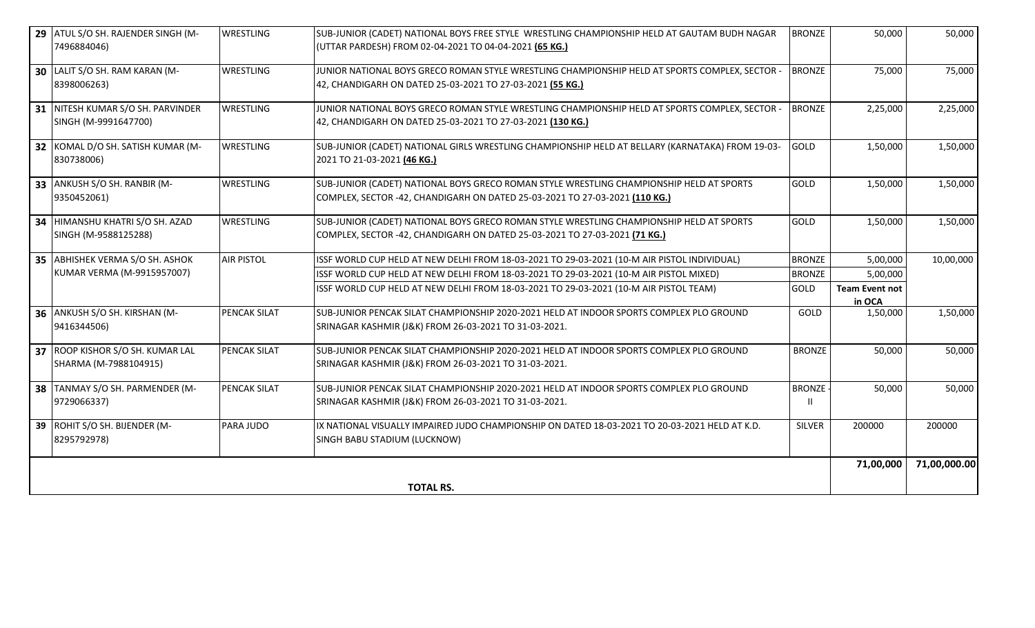| | | | | | | |
|---|---|---|---|---|---|---|
| 29 | ATUL S/O SH. RAJENDER SINGH (M-7496884046) | WRESTLING | SUB-JUNIOR (CADET) NATIONAL BOYS FREE STYLE WRESTLING CHAMPIONSHIP HELD AT GAUTAM BUDH NAGAR (UTTAR PARDESH) FROM 02-04-2021 TO 04-04-2021 **(65 KG.)** | BRONZE | 50,000 | 50,000 |
| 30 | LALIT S/O SH. RAM KARAN (M-8398006263) | WRESTLING | JUNIOR NATIONAL BOYS GRECO ROMAN STYLE WRESTLING CHAMPIONSHIP HELD AT SPORTS COMPLEX, SECTOR -42, CHANDIGARH ON DATED 25-03-2021 TO 27-03-2021 **(55 KG.)** | BRONZE | 75,000 | 75,000 |
| 31 | NITESH KUMAR S/O SH. PARVINDER SINGH (M-9991647700) | WRESTLING | JUNIOR NATIONAL BOYS GRECO ROMAN STYLE WRESTLING CHAMPIONSHIP HELD AT SPORTS COMPLEX, SECTOR -42, CHANDIGARH ON DATED 25-03-2021 TO 27-03-2021 **(130 KG.)** | BRONZE | 2,25,000 | 2,25,000 |
| 32 | KOMAL D/O SH. SATISH KUMAR (M-830738006) | WRESTLING | SUB-JUNIOR (CADET) NATIONAL GIRLS WRESTLING CHAMPIONSHIP HELD AT BELLARY (KARNATAKA) FROM 19-03-2021 TO 21-03-2021 **(46 KG.)** | GOLD | 1,50,000 | 1,50,000 |
| 33 | ANKUSH S/O SH. RANBIR (M-9350452061) | WRESTLING | SUB-JUNIOR (CADET) NATIONAL BOYS GRECO ROMAN STYLE WRESTLING CHAMPIONSHIP HELD AT SPORTS COMPLEX, SECTOR -42, CHANDIGARH ON DATED 25-03-2021 TO 27-03-2021 **(110 KG.)** | GOLD | 1,50,000 | 1,50,000 |
| 34 | HIMANSHU KHATRI S/O SH. AZAD SINGH (M-9588125288) | WRESTLING | SUB-JUNIOR (CADET) NATIONAL BOYS GRECO ROMAN STYLE WRESTLING CHAMPIONSHIP HELD AT SPORTS COMPLEX, SECTOR -42, CHANDIGARH ON DATED 25-03-2021 TO 27-03-2021 **(71 KG.)** | GOLD | 1,50,000 | 1,50,000 |
| 35 | ABHISHEK VERMA S/O SH. ASHOK KUMAR VERMA (M-9915957007) | AIR PISTOL | ISSF WORLD CUP HELD AT NEW DELHI FROM 18-03-2021 TO 29-03-2021 (10-M AIR PISTOL INDIVIDUAL) | BRONZE | 5,00,000 | 10,00,000 |
| | | | ISSF WORLD CUP HELD AT NEW DELHI FROM 18-03-2021 TO 29-03-2021 (10-M AIR PISTOL MIXED) | BRONZE | 5,00,000 | |
| | | | ISSF WORLD CUP HELD AT NEW DELHI FROM 18-03-2021 TO 29-03-2021 (10-M AIR PISTOL TEAM) | GOLD | **Team Event not in OCA** | |
| 36 | ANKUSH S/O SH. KIRSHAN (M-9416344506) | PENCAK SILAT | SUB-JUNIOR PENCAK SILAT CHAMPIONSHIP 2020-2021 HELD AT INDOOR SPORTS COMPLEX PLO GROUND SRINAGAR KASHMIR (J&K) FROM 26-03-2021 TO 31-03-2021. | GOLD | 1,50,000 | 1,50,000 |
| 37 | ROOP KISHOR S/O SH. KUMAR LAL SHARMA (M-7988104915) | PENCAK SILAT | SUB-JUNIOR PENCAK SILAT CHAMPIONSHIP 2020-2021 HELD AT INDOOR SPORTS COMPLEX PLO GROUND SRINAGAR KASHMIR (J&K) FROM 26-03-2021 TO 31-03-2021. | BRONZE | 50,000 | 50,000 |
| 38 | TANMAY S/O SH. PARMENDER (M-9729066337) | PENCAK SILAT | SUB-JUNIOR PENCAK SILAT CHAMPIONSHIP 2020-2021 HELD AT INDOOR SPORTS COMPLEX PLO GROUND SRINAGAR KASHMIR (J&K) FROM 26-03-2021 TO 31-03-2021. | BRONZE - II | 50,000 | 50,000 |
| 39 | ROHIT S/O SH. BIJENDER (M-8295792978) | PARA JUDO | IX NATIONAL VISUALLY IMPAIRED JUDO CHAMPIONSHIP ON DATED 18-03-2021 TO 20-03-2021 HELD AT K.D. SINGH BABU STADIUM (LUCKNOW) | SILVER | 200000 | 200000 |
| | | | **TOTAL RS.** | | **71,00,000** | **71,00,000.00** |